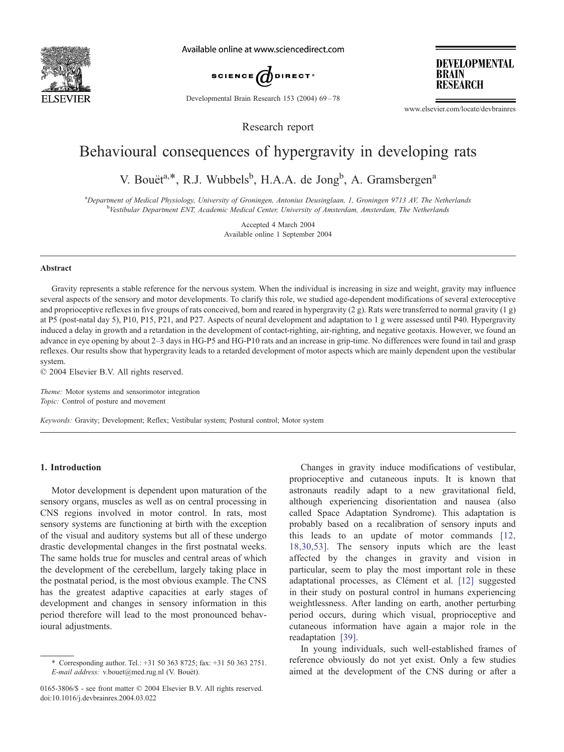Research report

# Behavioural consequences of hypergravity in developing rats

V. Bouët[a,*], R.J. Wubbels[b], H.A.A. de Jong[b], A. Gramsbergen[a]

[a]Department of Medical Physiology, University of Groningen, Antonius Deusinglaan, 1, Groningen 9713 AV, The Netherlands
[b]Vestibular Department ENT, Academic Medical Center, University of Amsterdam, Amsterdam, The Netherlands

Accepted 4 March 2004
Available online 1 September 2004

## Abstract

Gravity represents a stable reference for the nervous system. When the individual is increasing in size and weight, gravity may influence several aspects of the sensory and motor developments. To clarify this role, we studied age-dependent modifications of several exteroceptive and proprioceptive reflexes in five groups of rats conceived, born and reared in hypergravity (2 g). Rats were transferred to normal gravity (1 g) at P5 (post-natal day 5), P10, P15, P21, and P27. Aspects of neural development and adaptation to 1 g were assessed until P40. Hypergravity induced a delay in growth and a retardation in the development of contact-righting, air-righting, and negative geotaxis. However, we found an advance in eye opening by about 2–3 days in HG-P5 and HG-P10 rats and an increase in grip-time. No differences were found in tail and grasp reflexes. Our results show that hypergravity leads to a retarded development of motor aspects which are mainly dependent upon the vestibular system.

© 2004 Elsevier B.V. All rights reserved.

*Theme:* Motor systems and sensorimotor integration
*Topic:* Control of posture and movement

*Keywords:* Gravity; Development; Reflex; Vestibular system; Postural control; Motor system

## 1. Introduction

Motor development is dependent upon maturation of the sensory organs, muscles as well as on central processing in CNS regions involved in motor control. In rats, most sensory systems are functioning at birth with the exception of the visual and auditory systems but all of these undergo drastic developmental changes in the first postnatal weeks. The same holds true for muscles and central areas of which the development of the cerebellum, largely taking place in the postnatal period, is the most obvious example. The CNS has the greatest adaptive capacities at early stages of development and changes in sensory information in this period therefore will lead to the most pronounced behavioural adjustments.

Changes in gravity induce modifications of vestibular, proprioceptive and cutaneous inputs. It is known that astronauts readily adapt to a new gravitational field, although experiencing disorientation and nausea (also called Space Adaptation Syndrome). This adaptation is probably based on a recalibration of sensory inputs and this leads to an update of motor commands [12, 18,30,53]. The sensory inputs which are the least affected by the changes in gravity and vision in particular, seem to play the most important role in these adaptational processes, as Clément et al. [12] suggested in their study on postural control in humans experiencing weightlessness. After landing on earth, another perturbing period occurs, during which visual, proprioceptive and cutaneous information have again a major role in the readaptation [39].

In young individuals, such well-established frames of reference obviously do not yet exist. Only a few studies aimed at the development of the CNS during or after a

* Corresponding author. Tel.: +31 50 363 8725; fax: +31 50 363 2751.
*E-mail address:* v.bouet@med.rug.nl (V. Bouët).

0165-3806/$ - see front matter © 2004 Elsevier B.V. All rights reserved.
doi:10.1016/j.devbrainres.2004.03.022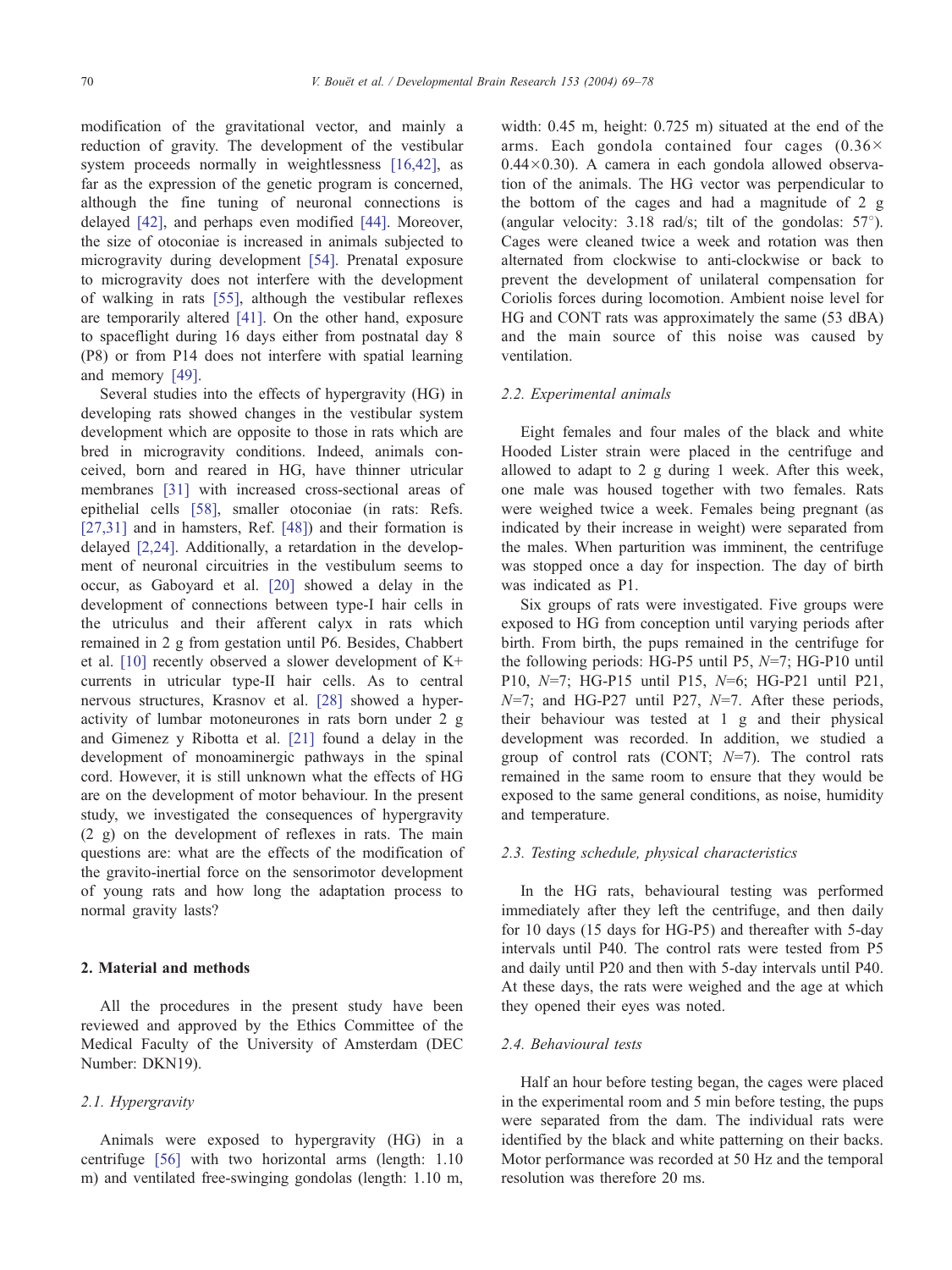modification of the gravitational vector, and mainly a reduction of gravity. The development of the vestibular system proceeds normally in weightlessness [16,42], as far as the expression of the genetic program is concerned, although the fine tuning of neuronal connections is delayed [42], and perhaps even modified [44]. Moreover, the size of otoconiae is increased in animals subjected to microgravity during development [54]. Prenatal exposure to microgravity does not interfere with the development of walking in rats [55], although the vestibular reflexes are temporarily altered [41]. On the other hand, exposure to spaceflight during 16 days either from postnatal day 8 (P8) or from P14 does not interfere with spatial learning and memory [49].

Several studies into the effects of hypergravity (HG) in developing rats showed changes in the vestibular system development which are opposite to those in rats which are bred in microgravity conditions. Indeed, animals conceived, born and reared in HG, have thinner utricular membranes [31] with increased cross-sectional areas of epithelial cells [58], smaller otoconiae (in rats: Refs. [27,31] and in hamsters, Ref. [48]) and their formation is delayed [2,24]. Additionally, a retardation in the development of neuronal circuitries in the vestibulum seems to occur, as Gaboyard et al. [20] showed a delay in the development of connections between type-I hair cells in the utriculus and their afferent calyx in rats which remained in 2 g from gestation until P6. Besides, Chabbert et al. [10] recently observed a slower development of K+ currents in utricular type-II hair cells. As to central nervous structures, Krasnov et al. [28] showed a hyperactivity of lumbar motoneurones in rats born under 2 g and Gimenez y Ribotta et al. [21] found a delay in the development of monoaminergic pathways in the spinal cord. However, it is still unknown what the effects of HG are on the development of motor behaviour. In the present study, we investigated the consequences of hypergravity (2 g) on the development of reflexes in rats. The main questions are: what are the effects of the modification of the gravito-inertial force on the sensorimotor development of young rats and how long the adaptation process to normal gravity lasts?

## 2. Material and methods

All the procedures in the present study have been reviewed and approved by the Ethics Committee of the Medical Faculty of the University of Amsterdam (DEC Number: DKN19).

### 2.1. Hypergravity

Animals were exposed to hypergravity (HG) in a centrifuge [56] with two horizontal arms (length: 1.10 m) and ventilated free-swinging gondolas (length: 1.10 m, width: 0.45 m, height: 0.725 m) situated at the end of the arms. Each gondola contained four cages ($0.36\times 0.44\times 0.30$). A camera in each gondola allowed observation of the animals. The HG vector was perpendicular to the bottom of the cages and had a magnitude of 2 g (angular velocity: 3.18 rad/s; tilt of the gondolas: 57°). Cages were cleaned twice a week and rotation was then alternated from clockwise to anti-clockwise or back to prevent the development of unilateral compensation for Coriolis forces during locomotion. Ambient noise level for HG and CONT rats was approximately the same (53 dBA) and the main source of this noise was caused by ventilation.

### 2.2. Experimental animals

Eight females and four males of the black and white Hooded Lister strain were placed in the centrifuge and allowed to adapt to 2 g during 1 week. After this week, one male was housed together with two females. Rats were weighed twice a week. Females being pregnant (as indicated by their increase in weight) were separated from the males. When parturition was imminent, the centrifuge was stopped once a day for inspection. The day of birth was indicated as P1.

Six groups of rats were investigated. Five groups were exposed to HG from conception until varying periods after birth. From birth, the pups remained in the centrifuge for the following periods: HG-P5 until P5, $N$=7; HG-P10 until P10, $N$=7; HG-P15 until P15, $N$=6; HG-P21 until P21, $N$=7; and HG-P27 until P27, $N$=7. After these periods, their behaviour was tested at 1 g and their physical development was recorded. In addition, we studied a group of control rats (CONT; $N$=7). The control rats remained in the same room to ensure that they would be exposed to the same general conditions, as noise, humidity and temperature.

### 2.3. Testing schedule, physical characteristics

In the HG rats, behavioural testing was performed immediately after they left the centrifuge, and then daily for 10 days (15 days for HG-P5) and thereafter with 5-day intervals until P40. The control rats were tested from P5 and daily until P20 and then with 5-day intervals until P40. At these days, the rats were weighed and the age at which they opened their eyes was noted.

### 2.4. Behavioural tests

Half an hour before testing began, the cages were placed in the experimental room and 5 min before testing, the pups were separated from the dam. The individual rats were identified by the black and white patterning on their backs. Motor performance was recorded at 50 Hz and the temporal resolution was therefore 20 ms.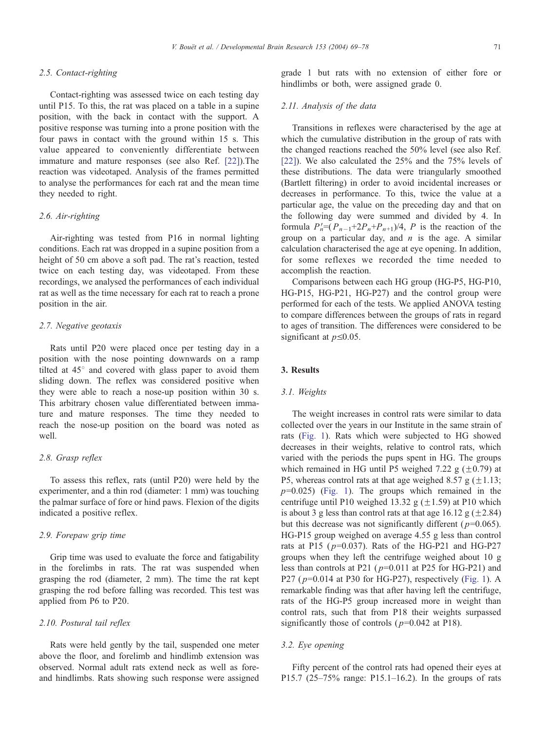### 2.5. Contact-righting

Contact-righting was assessed twice on each testing day until P15. To this, the rat was placed on a table in a supine position, with the back in contact with the support. A positive response was turning into a prone position with the four paws in contact with the ground within 15 s. This value appeared to conveniently differentiate between immature and mature responses (see also Ref. [22]).The reaction was videotaped. Analysis of the frames permitted to analyse the performances for each rat and the mean time they needed to right.

### 2.6. Air-righting

Air-righting was tested from P16 in normal lighting conditions. Each rat was dropped in a supine position from a height of 50 cm above a soft pad. The rat's reaction, tested twice on each testing day, was videotaped. From these recordings, we analysed the performances of each individual rat as well as the time necessary for each rat to reach a prone position in the air.

### 2.7. Negative geotaxis

Rats until P20 were placed once per testing day in a position with the nose pointing downwards on a ramp tilted at 45° and covered with glass paper to avoid them sliding down. The reflex was considered positive when they were able to reach a nose-up position within 30 s. This arbitrary chosen value differentiated between immature and mature responses. The time they needed to reach the nose-up position on the board was noted as well.

### 2.8. Grasp reflex

To assess this reflex, rats (until P20) were held by the experimenter, and a thin rod (diameter: 1 mm) was touching the palmar surface of fore or hind paws. Flexion of the digits indicated a positive reflex.

### 2.9. Forepaw grip time

Grip time was used to evaluate the force and fatigability in the forelimbs in rats. The rat was suspended when grasping the rod (diameter, 2 mm). The time the rat kept grasping the rod before falling was recorded. This test was applied from P6 to P20.

### 2.10. Postural tail reflex

Rats were held gently by the tail, suspended one meter above the floor, and forelimb and hindlimb extension was observed. Normal adult rats extend neck as well as fore- and hindlimbs. Rats showing such response were assigned grade 1 but rats with no extension of either fore or hindlimbs or both, were assigned grade 0.

### 2.11. Analysis of the data

Transitions in reflexes were characterised by the age at which the cumulative distribution in the group of rats with the changed reactions reached the 50% level (see also Ref. [22]). We also calculated the 25% and the 75% levels of these distributions. The data were triangularly smoothed (Bartlett filtering) in order to avoid incidental increases or decreases in performance. To this, twice the value at a particular age, the value on the preceding day and that on the following day were summed and divided by 4. In formula $P'_n=(P_{n-1}+2P_n+P_{n+1})/4$, $P$ is the reaction of the group on a particular day, and $n$ is the age. A similar calculation characterised the age at eye opening. In addition, for some reflexes we recorded the time needed to accomplish the reaction.

Comparisons between each HG group (HG-P5, HG-P10, HG-P15, HG-P21, HG-P27) and the control group were performed for each of the tests. We applied ANOVA testing to compare differences between the groups of rats in regard to ages of transition. The differences were considered to be significant at $p\leq 0.05$.

## 3. Results

### 3.1. Weights

The weight increases in control rats were similar to data collected over the years in our Institute in the same strain of rats (Fig. 1). Rats which were subjected to HG showed decreases in their weights, relative to control rats, which varied with the periods the pups spent in HG. The groups which remained in HG until P5 weighed 7.22 g (±0.79) at P5, whereas control rats at that age weighed 8.57 g (±1.13; $p=0.025$) (Fig. 1). The groups which remained in the centrifuge until P10 weighed 13.32 g (±1.59) at P10 which is about 3 g less than control rats at that age 16.12 g (±2.84) but this decrease was not significantly different ($p=0.065$). HG-P15 group weighed on average 4.55 g less than control rats at P15 ($p=0.037$). Rats of the HG-P21 and HG-P27 groups when they left the centrifuge weighed about 10 g less than controls at P21 ($p=0.011$ at P25 for HG-P21) and P27 ($p=0.014$ at P30 for HG-P27), respectively (Fig. 1). A remarkable finding was that after having left the centrifuge, rats of the HG-P5 group increased more in weight than control rats, such that from P18 their weights surpassed significantly those of controls ($p=0.042$ at P18).

### 3.2. Eye opening

Fifty percent of the control rats had opened their eyes at P15.7 (25–75% range: P15.1–16.2). In the groups of rats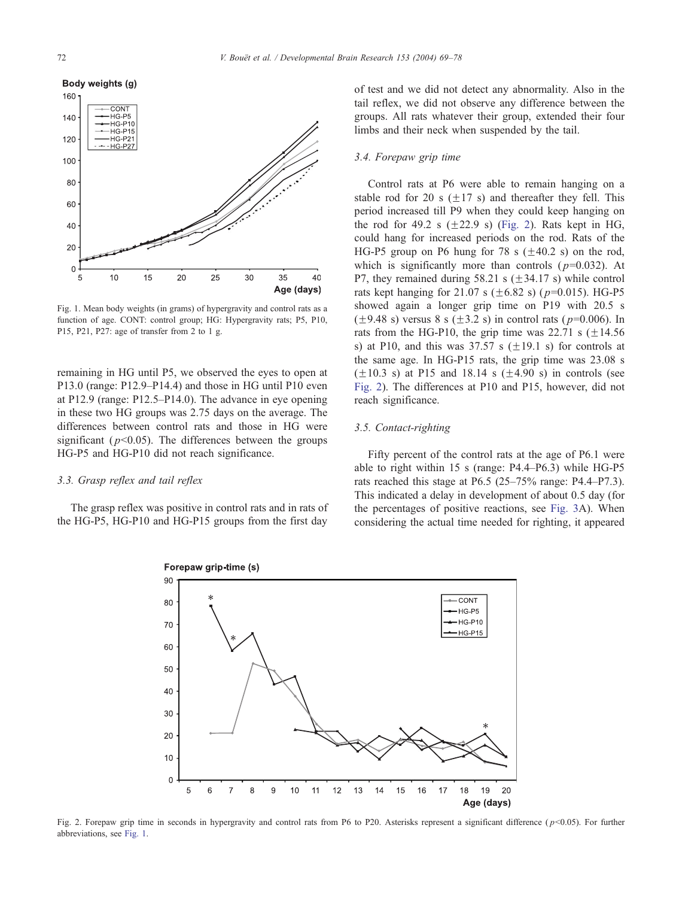Fig. 1. Mean body weights (in grams) of hypergravity and control rats as a function of age. CONT: control group; HG: Hypergravity rats; P5, P10, P15, P21, P27: age of transfer from 2 to 1 g.

remaining in HG until P5, we observed the eyes to open at P13.0 (range: P12.9–P14.4) and those in HG until P10 even at P12.9 (range: P12.5–P14.0). The advance in eye opening in these two HG groups was 2.75 days on the average. The differences between control rats and those in HG were significant ($p<0.05$). The differences between the groups HG-P5 and HG-P10 did not reach significance.

### 3.3. Grasp reflex and tail reflex

The grasp reflex was positive in control rats and in rats of the HG-P5, HG-P10 and HG-P15 groups from the first day of test and we did not detect any abnormality. Also in the tail reflex, we did not observe any difference between the groups. All rats whatever their group, extended their four limbs and their neck when suspended by the tail.

### 3.4. Forepaw grip time

Control rats at P6 were able to remain hanging on a stable rod for 20 s (±17 s) and thereafter they fell. This period increased till P9 when they could keep hanging on the rod for 49.2 s (±22.9 s) (Fig. 2). Rats kept in HG, could hang for increased periods on the rod. Rats of the HG-P5 group on P6 hung for 78 s (±40.2 s) on the rod, which is significantly more than controls ($p=0.032$). At P7, they remained during 58.21 s (±34.17 s) while control rats kept hanging for 21.07 s (±6.82 s) ($p=0.015$). HG-P5 showed again a longer grip time on P19 with 20.5 s (±9.48 s) versus 8 s (±3.2 s) in control rats ($p=0.006$). In rats from the HG-P10, the grip time was 22.71 s (±14.56 s) at P10, and this was 37.57 s (±19.1 s) for controls at the same age. In HG-P15 rats, the grip time was 23.08 s (±10.3 s) at P15 and 18.14 s (±4.90 s) in controls (see Fig. 2). The differences at P10 and P15, however, did not reach significance.

### 3.5. Contact-righting

Fifty percent of the control rats at the age of P6.1 were able to right within 15 s (range: P4.4–P6.3) while HG-P5 rats reached this stage at P6.5 (25–75% range: P4.4–P7.3). This indicated a delay in development of about 0.5 day (for the percentages of positive reactions, see Fig. 3A). When considering the actual time needed for righting, it appeared

Fig. 2. Forepaw grip time in seconds in hypergravity and control rats from P6 to P20. Asterisks represent a significant difference ($p<0.05$). For further abbreviations, see Fig. 1.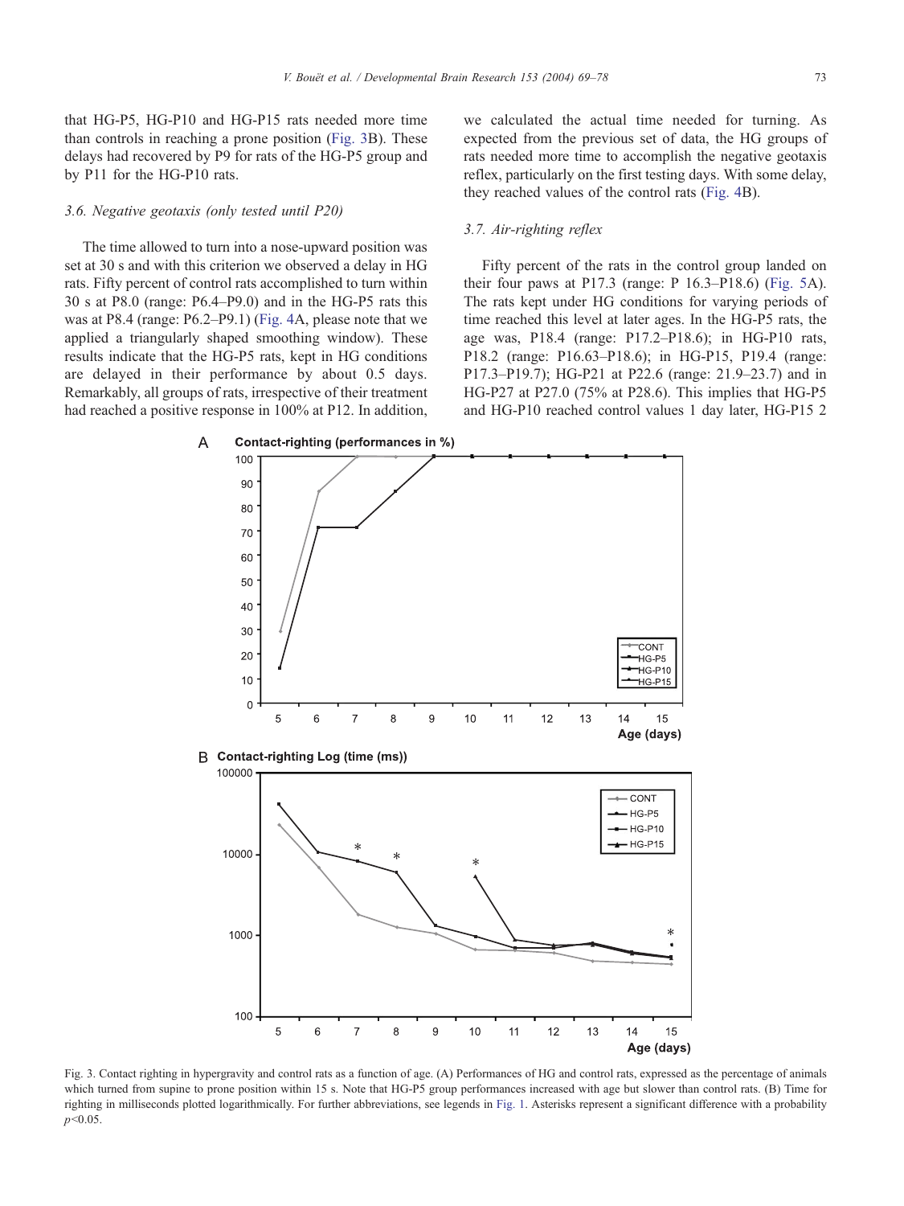that HG-P5, HG-P10 and HG-P15 rats needed more time than controls in reaching a prone position (Fig. 3B). These delays had recovered by P9 for rats of the HG-P5 group and by P11 for the HG-P10 rats.

### 3.6. Negative geotaxis (only tested until P20)

The time allowed to turn into a nose-upward position was set at 30 s and with this criterion we observed a delay in HG rats. Fifty percent of control rats accomplished to turn within 30 s at P8.0 (range: P6.4–P9.0) and in the HG-P5 rats this was at P8.4 (range: P6.2–P9.1) (Fig. 4A, please note that we applied a triangularly shaped smoothing window). These results indicate that the HG-P5 rats, kept in HG conditions are delayed in their performance by about 0.5 days. Remarkably, all groups of rats, irrespective of their treatment had reached a positive response in 100% at P12. In addition, we calculated the actual time needed for turning. As expected from the previous set of data, the HG groups of rats needed more time to accomplish the negative geotaxis reflex, particularly on the first testing days. With some delay, they reached values of the control rats (Fig. 4B).

### 3.7. Air-righting reflex

Fifty percent of the rats in the control group landed on their four paws at P17.3 (range: P 16.3–P18.6) (Fig. 5A). The rats kept under HG conditions for varying periods of time reached this level at later ages. In the HG-P5 rats, the age was, P18.4 (range: P17.2–P18.6); in HG-P10 rats, P18.2 (range: P16.63–P18.6); in HG-P15, P19.4 (range: P17.3–P19.7); HG-P21 at P22.6 (range: 21.9–23.7) and in HG-P27 at P27.0 (75% at P28.6). This implies that HG-P5 and HG-P10 reached control values 1 day later, HG-P15 2

Fig. 3. Contact righting in hypergravity and control rats as a function of age. (A) Performances of HG and control rats, expressed as the percentage of animals which turned from supine to prone position within 15 s. Note that HG-P5 group performances increased with age but slower than control rats. (B) Time for righting in milliseconds plotted logarithmically. For further abbreviations, see legends in Fig. 1. Asterisks represent a significant difference with a probability $p<0.05$.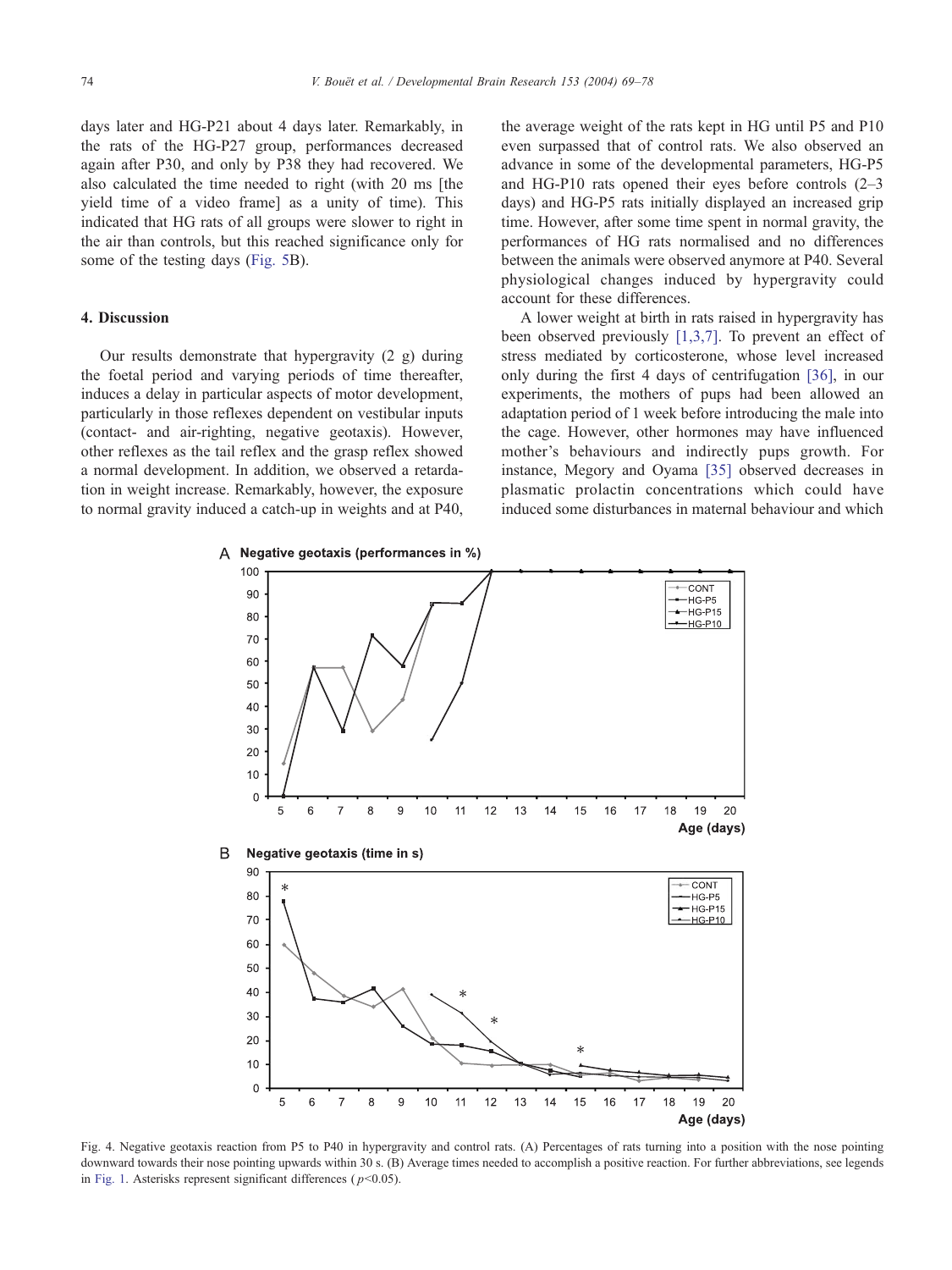days later and HG-P21 about 4 days later. Remarkably, in the rats of the HG-P27 group, performances decreased again after P30, and only by P38 they had recovered. We also calculated the time needed to right (with 20 ms [the yield time of a video frame] as a unity of time). This indicated that HG rats of all groups were slower to right in the air than controls, but this reached significance only for some of the testing days (Fig. 5B).

## 4. Discussion

Our results demonstrate that hypergravity (2 g) during the foetal period and varying periods of time thereafter, induces a delay in particular aspects of motor development, particularly in those reflexes dependent on vestibular inputs (contact- and air-righting, negative geotaxis). However, other reflexes as the tail reflex and the grasp reflex showed a normal development. In addition, we observed a retardation in weight increase. Remarkably, however, the exposure to normal gravity induced a catch-up in weights and at P40, the average weight of the rats kept in HG until P5 and P10 even surpassed that of control rats. We also observed an advance in some of the developmental parameters, HG-P5 and HG-P10 rats opened their eyes before controls (2–3 days) and HG-P5 rats initially displayed an increased grip time. However, after some time spent in normal gravity, the performances of HG rats normalised and no differences between the animals were observed anymore at P40. Several physiological changes induced by hypergravity could account for these differences.

A lower weight at birth in rats raised in hypergravity has been observed previously [1,3,7]. To prevent an effect of stress mediated by corticosterone, whose level increased only during the first 4 days of centrifugation [36], in our experiments, the mothers of pups had been allowed an adaptation period of 1 week before introducing the male into the cage. However, other hormones may have influenced mother's behaviours and indirectly pups growth. For instance, Megory and Oyama [35] observed decreases in plasmatic prolactin concentrations which could have induced some disturbances in maternal behaviour and which

Fig. 4. Negative geotaxis reaction from P5 to P40 in hypergravity and control rats. (A) Percentages of rats turning into a position with the nose pointing downward towards their nose pointing upwards within 30 s. (B) Average times needed to accomplish a positive reaction. For further abbreviations, see legends in Fig. 1. Asterisks represent significant differences ($p$<0.05).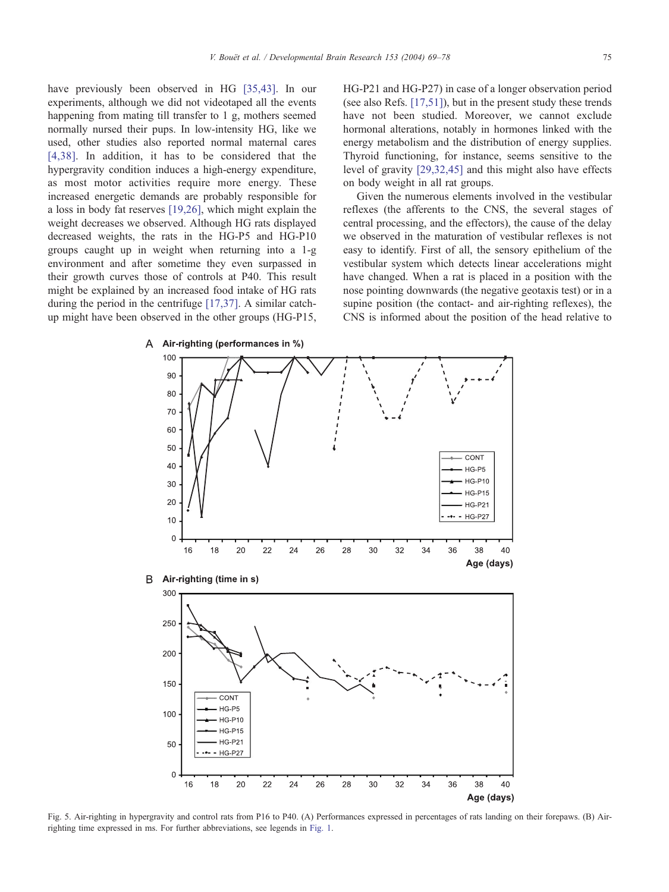have previously been observed in HG [35,43]. In our experiments, although we did not videotaped all the events happening from mating till transfer to 1 g, mothers seemed normally nursed their pups. In low-intensity HG, like we used, other studies also reported normal maternal cares [4,38]. In addition, it has to be considered that the hypergravity condition induces a high-energy expenditure, as most motor activities require more energy. These increased energetic demands are probably responsible for a loss in body fat reserves [19,26], which might explain the weight decreases we observed. Although HG rats displayed decreased weights, the rats in the HG-P5 and HG-P10 groups caught up in weight when returning into a 1-g environment and after sometime they even surpassed in their growth curves those of controls at P40. This result might be explained by an increased food intake of HG rats during the period in the centrifuge [17,37]. A similar catch-up might have been observed in the other groups (HG-P15, HG-P21 and HG-P27) in case of a longer observation period (see also Refs. [17,51]), but in the present study these trends have not been studied. Moreover, we cannot exclude hormonal alterations, notably in hormones linked with the energy metabolism and the distribution of energy supplies. Thyroid functioning, for instance, seems sensitive to the level of gravity [29,32,45] and this might also have effects on body weight in all rat groups.

Given the numerous elements involved in the vestibular reflexes (the afferents to the CNS, the several stages of central processing, and the effectors), the cause of the delay we observed in the maturation of vestibular reflexes is not easy to identify. First of all, the sensory epithelium of the vestibular system which detects linear accelerations might have changed. When a rat is placed in a position with the nose pointing downwards (the negative geotaxis test) or in a supine position (the contact- and air-righting reflexes), the CNS is informed about the position of the head relative to

Fig. 5. Air-righting in hypergravity and control rats from P16 to P40. (A) Performances expressed in percentages of rats landing on their forepaws. (B) Air-righting time expressed in ms. For further abbreviations, see legends in Fig. 1.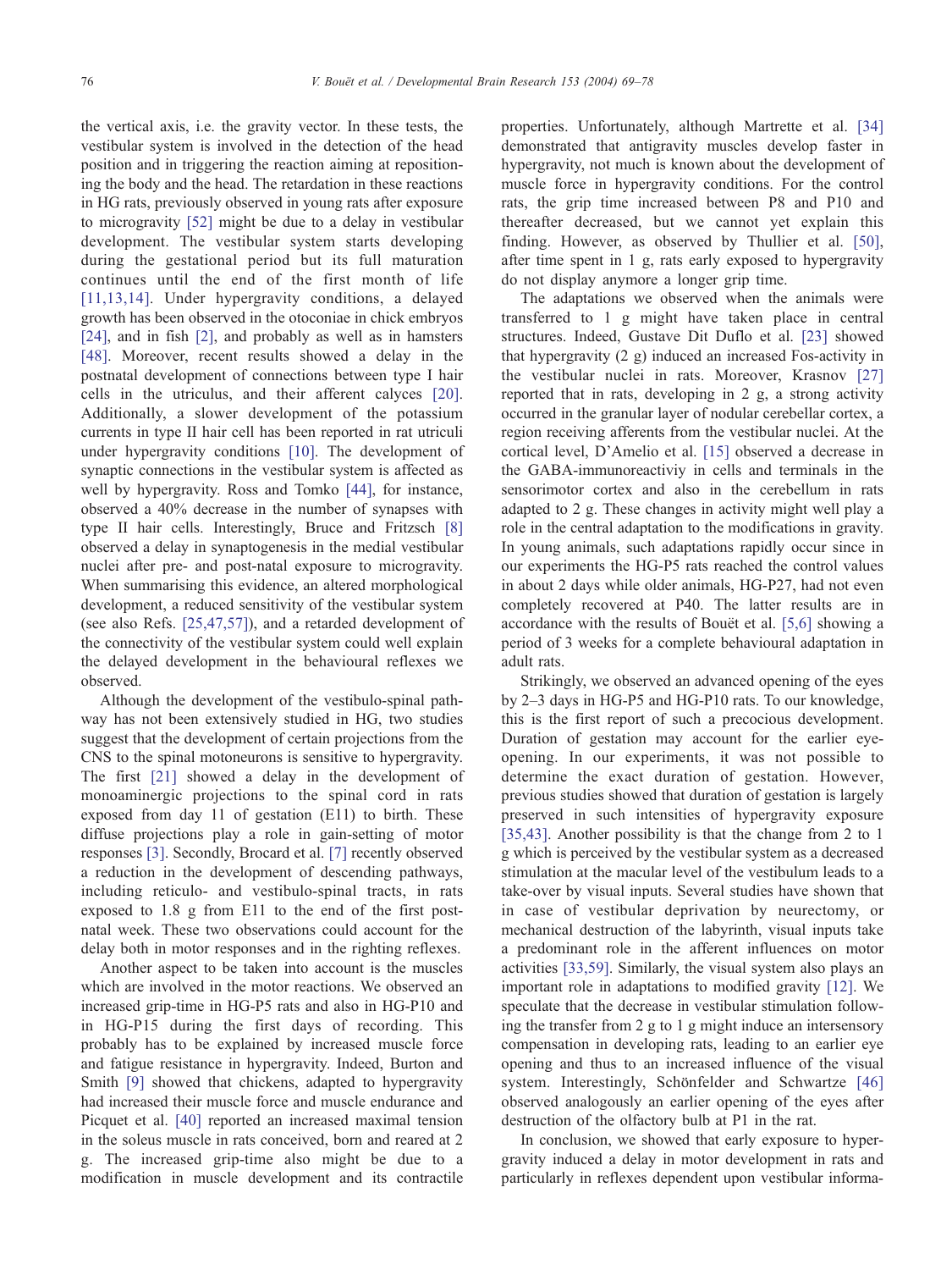the vertical axis, i.e. the gravity vector. In these tests, the vestibular system is involved in the detection of the head position and in triggering the reaction aiming at repositioning the body and the head. The retardation in these reactions in HG rats, previously observed in young rats after exposure to microgravity [52] might be due to a delay in vestibular development. The vestibular system starts developing during the gestational period but its full maturation continues until the end of the first month of life [11,13,14]. Under hypergravity conditions, a delayed growth has been observed in the otoconiae in chick embryos [24], and in fish [2], and probably as well as in hamsters [48]. Moreover, recent results showed a delay in the postnatal development of connections between type I hair cells in the utriculus, and their afferent calyces [20]. Additionally, a slower development of the potassium currents in type II hair cell has been reported in rat utriculi under hypergravity conditions [10]. The development of synaptic connections in the vestibular system is affected as well by hypergravity. Ross and Tomko [44], for instance, observed a 40% decrease in the number of synapses with type II hair cells. Interestingly, Bruce and Fritzsch [8] observed a delay in synaptogenesis in the medial vestibular nuclei after pre- and post-natal exposure to microgravity. When summarising this evidence, an altered morphological development, a reduced sensitivity of the vestibular system (see also Refs. [25,47,57]), and a retarded development of the connectivity of the vestibular system could well explain the delayed development in the behavioural reflexes we observed.

Although the development of the vestibulo-spinal pathway has not been extensively studied in HG, two studies suggest that the development of certain projections from the CNS to the spinal motoneurons is sensitive to hypergravity. The first [21] showed a delay in the development of monoaminergic projections to the spinal cord in rats exposed from day 11 of gestation (E11) to birth. These diffuse projections play a role in gain-setting of motor responses [3]. Secondly, Brocard et al. [7] recently observed a reduction in the development of descending pathways, including reticulo- and vestibulo-spinal tracts, in rats exposed to 1.8 g from E11 to the end of the first postnatal week. These two observations could account for the delay both in motor responses and in the righting reflexes.

Another aspect to be taken into account is the muscles which are involved in the motor reactions. We observed an increased grip-time in HG-P5 rats and also in HG-P10 and in HG-P15 during the first days of recording. This probably has to be explained by increased muscle force and fatigue resistance in hypergravity. Indeed, Burton and Smith [9] showed that chickens, adapted to hypergravity had increased their muscle force and muscle endurance and Picquet et al. [40] reported an increased maximal tension in the soleus muscle in rats conceived, born and reared at 2 g. The increased grip-time also might be due to a modification in muscle development and its contractile properties. Unfortunately, although Martrette et al. [34] demonstrated that antigravity muscles develop faster in hypergravity, not much is known about the development of muscle force in hypergravity conditions. For the control rats, the grip time increased between P8 and P10 and thereafter decreased, but we cannot yet explain this finding. However, as observed by Thullier et al. [50], after time spent in 1 g, rats early exposed to hypergravity do not display anymore a longer grip time.

The adaptations we observed when the animals were transferred to 1 g might have taken place in central structures. Indeed, Gustave Dit Duflo et al. [23] showed that hypergravity (2 g) induced an increased Fos-activity in the vestibular nuclei in rats. Moreover, Krasnov [27] reported that in rats, developing in 2 g, a strong activity occurred in the granular layer of nodular cerebellar cortex, a region receiving afferents from the vestibular nuclei. At the cortical level, D'Amelio et al. [15] observed a decrease in the GABA-immunoreactiviy in cells and terminals in the sensorimotor cortex and also in the cerebellum in rats adapted to 2 g. These changes in activity might well play a role in the central adaptation to the modifications in gravity. In young animals, such adaptations rapidly occur since in our experiments the HG-P5 rats reached the control values in about 2 days while older animals, HG-P27, had not even completely recovered at P40. The latter results are in accordance with the results of Bouët et al. [5,6] showing a period of 3 weeks for a complete behavioural adaptation in adult rats.

Strikingly, we observed an advanced opening of the eyes by 2–3 days in HG-P5 and HG-P10 rats. To our knowledge, this is the first report of such a precocious development. Duration of gestation may account for the earlier eye-opening. In our experiments, it was not possible to determine the exact duration of gestation. However, previous studies showed that duration of gestation is largely preserved in such intensities of hypergravity exposure [35,43]. Another possibility is that the change from 2 to 1 g which is perceived by the vestibular system as a decreased stimulation at the macular level of the vestibulum leads to a take-over by visual inputs. Several studies have shown that in case of vestibular deprivation by neurectomy, or mechanical destruction of the labyrinth, visual inputs take a predominant role in the afferent influences on motor activities [33,59]. Similarly, the visual system also plays an important role in adaptations to modified gravity [12]. We speculate that the decrease in vestibular stimulation following the transfer from 2 g to 1 g might induce an intersensory compensation in developing rats, leading to an earlier eye opening and thus to an increased influence of the visual system. Interestingly, Schönfelder and Schwartze [46] observed analogously an earlier opening of the eyes after destruction of the olfactory bulb at P1 in the rat.

In conclusion, we showed that early exposure to hypergravity induced a delay in motor development in rats and particularly in reflexes dependent upon vestibular informa-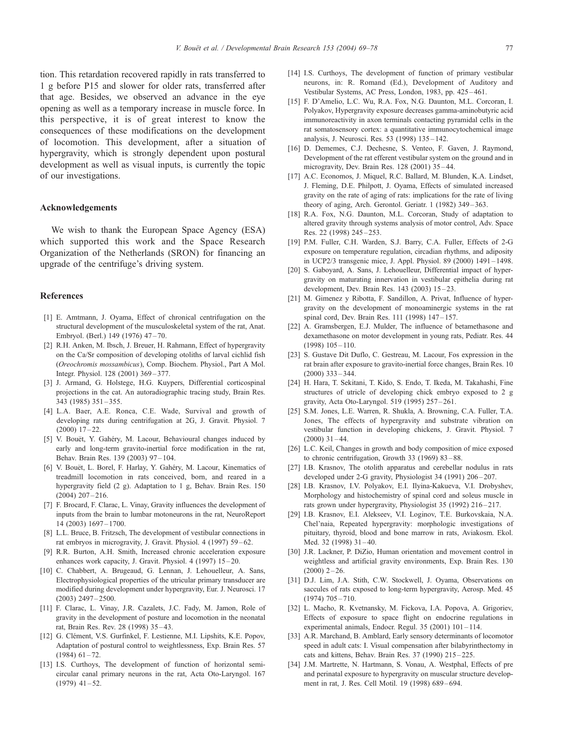tion. This retardation recovered rapidly in rats transferred to 1 g before P15 and slower for older rats, transferred after that age. Besides, we observed an advance in the eye opening as well as a temporary increase in muscle force. In this perspective, it is of great interest to know the consequences of these modifications on the development of locomotion. This development, after a situation of hypergravity, which is strongly dependent upon postural development as well as visual inputs, is currently the topic of our investigations.

## Acknowledgements

We wish to thank the European Space Agency (ESA) which supported this work and the Space Research Organization of the Netherlands (SRON) for financing an upgrade of the centrifuge's driving system.

## References

- [1] E. Amtmann, J. Oyama, Effect of chronical centrifugation on the structural development of the musculoskeletal system of the rat, Anat. Embryol. (Berl.) 149 (1976) 47–70.
- [2] R.H. Anken, M. Ibsch, J. Breuer, H. Rahmann, Effect of hypergravity on the Ca/Sr composition of developing otoliths of larval cichlid fish (*Oreochromis mossambicus*), Comp. Biochem. Physiol., Part A Mol. Integr. Physiol. 128 (2001) 369–377.
- [3] J. Armand, G. Holstege, H.G. Kuypers, Differential corticospinal projections in the cat. An autoradiographic tracing study, Brain Res. 343 (1985) 351–355.
- [4] L.A. Baer, A.E. Ronca, C.E. Wade, Survival and growth of developing rats during centrifugation at 2G, J. Gravit. Physiol. 7 (2000) 17–22.
- [5] V. Bouët, Y. Gahéry, M. Lacour, Behavioural changes induced by early and long-term gravito-inertial force modification in the rat, Behav. Brain Res. 139 (2003) 97–104.
- [6] V. Bouët, L. Borel, F. Harlay, Y. Gahéry, M. Lacour, Kinematics of treadmill locomotion in rats conceived, born, and reared in a hypergravity field (2 g). Adaptation to 1 g, Behav. Brain Res. 150 (2004) 207–216.
- [7] F. Brocard, F. Clarac, L. Vinay, Gravity influences the development of inputs from the brain to lumbar motoneurons in the rat, NeuroReport 14 (2003) 1697–1700.
- [8] L.L. Bruce, B. Fritzsch, The development of vestibular connections in rat embryos in microgravity, J. Gravit. Physiol. 4 (1997) 59–62.
- [9] R.R. Burton, A.H. Smith, Increased chronic acceleration exposure enhances work capacity, J. Gravit. Physiol. 4 (1997) 15–20.
- [10] C. Chabbert, A. Brugeaud, G. Lennan, J. Lehouelleur, A. Sans, Electrophysiological properties of the utricular primary transducer are modified during development under hypergravity, Eur. J. Neurosci. 17 (2003) 2497–2500.
- [11] F. Clarac, L. Vinay, J.R. Cazalets, J.C. Fady, M. Jamon, Role of gravity in the development of posture and locomotion in the neonatal rat, Brain Res. Rev. 28 (1998) 35–43.
- [12] G. Clément, V.S. Gurfinkel, F. Lestienne, M.I. Lipshits, K.E. Popov, Adaptation of postural control to weightlessness, Exp. Brain Res. 57 (1984) 61–72.
- [13] I.S. Curthoys, The development of function of horizontal semicircular canal primary neurons in the rat, Acta Oto-Laryngol. 167 (1979) 41–52.
- [14] I.S. Curthoys, The development of function of primary vestibular neurons, in: R. Romand (Ed.), Development of Auditory and Vestibular Systems, AC Press, London, 1983, pp. 425–461.
- [15] F. D'Amelio, L.C. Wu, R.A. Fox, N.G. Daunton, M.L. Corcoran, I. Polyakov, Hypergravity exposure decreases gamma-aminobutyric acid immunoreactivity in axon terminals contacting pyramidal cells in the rat somatosensory cortex: a quantitative immunocytochemical image analysis, J. Neurosci. Res. 53 (1998) 135–142.
- [16] D. Dememes, C.J. Dechesne, S. Venteo, F. Gaven, J. Raymond, Development of the rat efferent vestibular system on the ground and in microgravity, Dev. Brain Res. 128 (2001) 35–44.
- [17] A.C. Economos, J. Miquel, R.C. Ballard, M. Blunden, K.A. Lindset, J. Fleming, D.E. Philpott, J. Oyama, Effects of simulated increased gravity on the rate of aging of rats: implications for the rate of living theory of aging, Arch. Gerontol. Geriatr. 1 (1982) 349–363.
- [18] R.A. Fox, N.G. Daunton, M.L. Corcoran, Study of adaptation to altered gravity through systems analysis of motor control, Adv. Space Res. 22 (1998) 245–253.
- [19] P.M. Fuller, C.H. Warden, S.J. Barry, C.A. Fuller, Effects of 2-G exposure on temperature regulation, circadian rhythms, and adiposity in UCP2/3 transgenic mice, J. Appl. Physiol. 89 (2000) 1491–1498.
- [20] S. Gaboyard, A. Sans, J. Lehouelleur, Differential impact of hypergravity on maturating innervation in vestibular epithelia during rat development, Dev. Brain Res. 143 (2003) 15–23.
- [21] M. Gimenez y Ribotta, F. Sandillon, A. Privat, Influence of hypergravity on the development of monoaminergic systems in the rat spinal cord, Dev. Brain Res. 111 (1998) 147–157.
- [22] A. Gramsbergen, E.J. Mulder, The influence of betamethasone and dexamethasone on motor development in young rats, Pediatr. Res. 44 (1998) 105–110.
- [23] S. Gustave Dit Duflo, C. Gestreau, M. Lacour, Fos expression in the rat brain after exposure to gravito-inertial force changes, Brain Res. 10 (2000) 333–344.
- [24] H. Hara, T. Sekitani, T. Kido, S. Endo, T. Ikeda, M. Takahashi, Fine structures of utricle of developing chick embryo exposed to 2 g gravity, Acta Oto-Laryngol. 519 (1995) 257–261.
- [25] S.M. Jones, L.E. Warren, R. Shukla, A. Browning, C.A. Fuller, T.A. Jones, The effects of hypergravity and substrate vibration on vestibular function in developing chickens, J. Gravit. Physiol. 7 (2000) 31–44.
- [26] L.C. Keil, Changes in growth and body composition of mice exposed to chronic centrifugation, Growth 33 (1969) 83–88.
- [27] I.B. Krasnov, The otolith apparatus and cerebellar nodulus in rats developed under 2-G gravity, Physiologist 34 (1991) 206–207.
- [28] I.B. Krasnov, I.V. Polyakov, E.I. Ilyina-Kakueva, V.I. Drobyshev, Morphology and histochemistry of spinal cord and soleus muscle in rats grown under hypergravity, Physiologist 35 (1992) 216–217.
- [29] I.B. Krasnov, E.I. Alekseev, V.I. Loginov, T.E. Burkovskaia, N.A. Chel'naia, Repeated hypergravity: morphologic investigations of pituitary, thyroid, blood and bone marrow in rats, Aviakosm. Ekol. Med. 32 (1998) 31–40.
- [30] J.R. Lackner, P. DiZio, Human orientation and movement control in weightless and artificial gravity environments, Exp. Brain Res. 130 (2000) 2–26.
- [31] D.J. Lim, J.A. Stith, C.W. Stockwell, J. Oyama, Observations on saccules of rats exposed to long-term hypergravity, Aerosp. Med. 45 (1974) 705–710.
- [32] L. Macho, R. Kvetnansky, M. Fickova, I.A. Popova, A. Grigoriev, Effects of exposure to space flight on endocrine regulations in experimental animals, Endocr. Regul. 35 (2001) 101–114.
- [33] A.R. Marchand, B. Amblard, Early sensory determinants of locomotor speed in adult cats: I. Visual compensation after bilabyrinthectomy in cats and kittens, Behav. Brain Res. 37 (1990) 215–225.
- [34] J.M. Martrette, N. Hartmann, S. Vonau, A. Westphal, Effects of pre and perinatal exposure to hypergravity on muscular structure development in rat, J. Res. Cell Motil. 19 (1998) 689–694.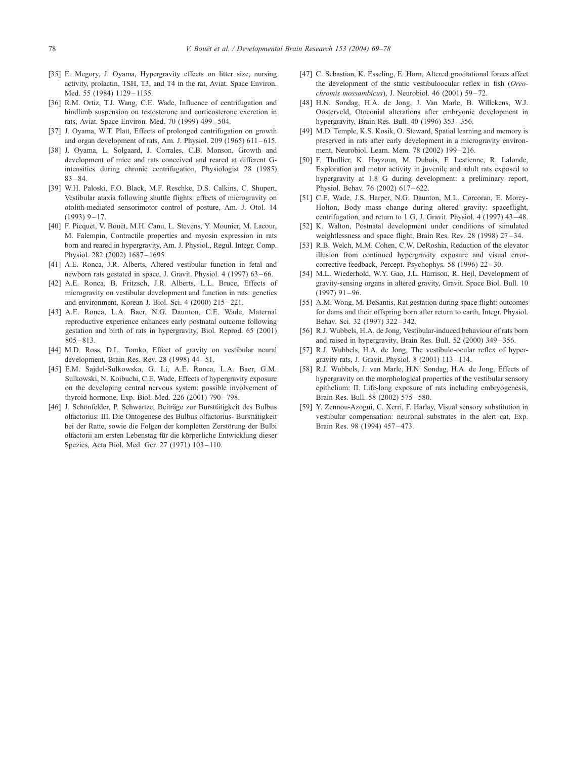[35] E. Megory, J. Oyama, Hypergravity effects on litter size, nursing activity, prolactin, TSH, T3, and T4 in the rat, Aviat. Space Environ. Med. 55 (1984) 1129–1135.

[36] R.M. Ortiz, T.J. Wang, C.E. Wade, Influence of centrifugation and hindlimb suspension on testosterone and corticosterone excretion in rats, Aviat. Space Environ. Med. 70 (1999) 499–504.

[37] J. Oyama, W.T. Platt, Effects of prolonged centrifugation on growth and organ development of rats, Am. J. Physiol. 209 (1965) 611–615.

[38] J. Oyama, L. Solgaard, J. Corrales, C.B. Monson, Growth and development of mice and rats conceived and reared at different G-intensities during chronic centrifugation, Physiologist 28 (1985) 83–84.

[39] W.H. Paloski, F.O. Black, M.F. Reschke, D.S. Calkins, C. Shupert, Vestibular ataxia following shuttle flights: effects of microgravity on otolith-mediated sensorimotor control of posture, Am. J. Otol. 14 (1993) 9–17.

[40] F. Picquet, V. Bouët, M.H. Canu, L. Stevens, Y. Mounier, M. Lacour, M. Falempin, Contractile properties and myosin expression in rats born and reared in hypergravity, Am. J. Physiol., Regul. Integr. Comp. Physiol. 282 (2002) 1687–1695.

[41] A.E. Ronca, J.R. Alberts, Altered vestibular function in fetal and newborn rats gestated in space, J. Gravit. Physiol. 4 (1997) 63–66.

[42] A.E. Ronca, B. Fritzsch, J.R. Alberts, L.L. Bruce, Effects of microgravity on vestibular development and function in rats: genetics and environment, Korean J. Biol. Sci. 4 (2000) 215–221.

[43] A.E. Ronca, L.A. Baer, N.G. Daunton, C.E. Wade, Maternal reproductive experience enhances early postnatal outcome following gestation and birth of rats in hypergravity, Biol. Reprod. 65 (2001) 805–813.

[44] M.D. Ross, D.L. Tomko, Effect of gravity on vestibular neural development, Brain Res. Rev. 28 (1998) 44–51.

[45] E.M. Sajdel-Sulkowska, G. Li, A.E. Ronca, L.A. Baer, G.M. Sulkowski, N. Koibuchi, C.E. Wade, Effects of hypergravity exposure on the developing central nervous system: possible involvement of thyroid hormone, Exp. Biol. Med. 226 (2001) 790–798.

[46] J. Schönfelder, P. Schwartze, Beiträge zur Bursttätigkeit des Bulbus olfactorius: III. Die Ontogenese des Bulbus olfactorius- Bursttätigkeit bei der Ratte, sowie die Folgen der kompletten Zerstörung der Bulbi olfactorii am ersten Lebenstag für die körperliche Entwicklung dieser Spezies, Acta Biol. Med. Ger. 27 (1971) 103–110.

[47] C. Sebastian, K. Esseling, E. Horn, Altered gravitational forces affect the development of the static vestibuloocular reflex in fish (*Oreochromis mossambicus*), J. Neurobiol. 46 (2001) 59–72.

[48] H.N. Sondag, H.A. de Jong, J. Van Marle, B. Willekens, W.J. Oosterveld, Otoconial alterations after embryonic development in hypergravity, Brain Res. Bull. 40 (1996) 353–356.

[49] M.D. Temple, K.S. Kosik, O. Steward, Spatial learning and memory is preserved in rats after early development in a microgravity environment, Neurobiol. Learn. Mem. 78 (2002) 199–216.

[50] F. Thullier, K. Hayzoun, M. Dubois, F. Lestienne, R. Lalonde, Exploration and motor activity in juvenile and adult rats exposed to hypergravity at 1.8 G during development: a preliminary report, Physiol. Behav. 76 (2002) 617–622.

[51] C.E. Wade, J.S. Harper, N.G. Daunton, M.L. Corcoran, E. Morey-Holton, Body mass change during altered gravity: spaceflight, centrifugation, and return to 1 G, J. Gravit. Physiol. 4 (1997) 43–48.

[52] K. Walton, Postnatal development under conditions of simulated weightlessness and space flight, Brain Res. Rev. 28 (1998) 27–34.

[53] R.B. Welch, M.M. Cohen, C.W. DeRoshia, Reduction of the elevator illusion from continued hypergravity exposure and visual error-corrective feedback, Percept. Psychophys. 58 (1996) 22–30.

[54] M.L. Wiederhold, W.Y. Gao, J.L. Harrison, R. Hejl, Development of gravity-sensing organs in altered gravity, Gravit. Space Biol. Bull. 10 (1997) 91–96.

[55] A.M. Wong, M. DeSantis, Rat gestation during space flight: outcomes for dams and their offspring born after return to earth, Integr. Physiol. Behav. Sci. 32 (1997) 322–342.

[56] R.J. Wubbels, H.A. de Jong, Vestibular-induced behaviour of rats born and raised in hypergravity, Brain Res. Bull. 52 (2000) 349–356.

[57] R.J. Wubbels, H.A. de Jong, The vestibulo-ocular reflex of hypergravity rats, J. Gravit. Physiol. 8 (2001) 113–114.

[58] R.J. Wubbels, J. van Marle, H.N. Sondag, H.A. de Jong, Effects of hypergravity on the morphological properties of the vestibular sensory epithelium: II. Life-long exposure of rats including embryogenesis, Brain Res. Bull. 58 (2002) 575–580.

[59] Y. Zennou-Azogui, C. Xerri, F. Harlay, Visual sensory substitution in vestibular compensation: neuronal substrates in the alert cat, Exp. Brain Res. 98 (1994) 457–473.